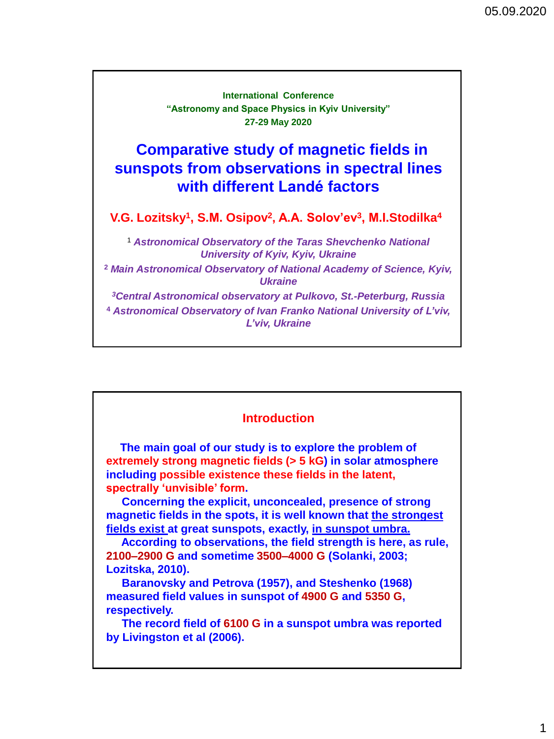International Conference
"Astronomy and Space Physics in Kyiv University"
27-29 May 2020

# Comparative study of magnetic fields in sunspots from observations in spectral lines with different Landé factors

**V.G. Lozitsky[1], S.M. Osipov[2], A.A. Solov'ev[3], M.I.Stodilka[4]**

[1] *Astronomical Observatory of the Taras Shevchenko National University of Kyiv, Kyiv, Ukraine*

[2] *Main Astronomical Observatory of National Academy of Science, Kyiv, Ukraine*

[3] *Central Astronomical observatory at Pulkovo, St.-Peterburg, Russia*

[4] *Astronomical Observatory of Ivan Franko National University of L'viv, L'viv, Ukraine*

## Introduction

The main goal of our study is to explore the problem of extremely strong magnetic fields (> 5 kG) in solar atmosphere including possible existence these fields in the latent, spectrally 'unvisible' form.

Concerning the explicit, unconcealed, presence of strong magnetic fields in the spots, it is well known that the strongest fields exist at great sunspots, exactly, in sunspot umbra.

According to observations, the field strength is here, as rule, 2100–2900 G and sometime 3500–4000 G (Solanki, 2003; Lozitska, 2010).

Baranovsky and Petrova (1957), and Steshenko (1968) measured field values in sunspot of 4900 G and 5350 G, respectively.

The record field of 6100 G in a sunspot umbra was reported by Livingston et al (2006).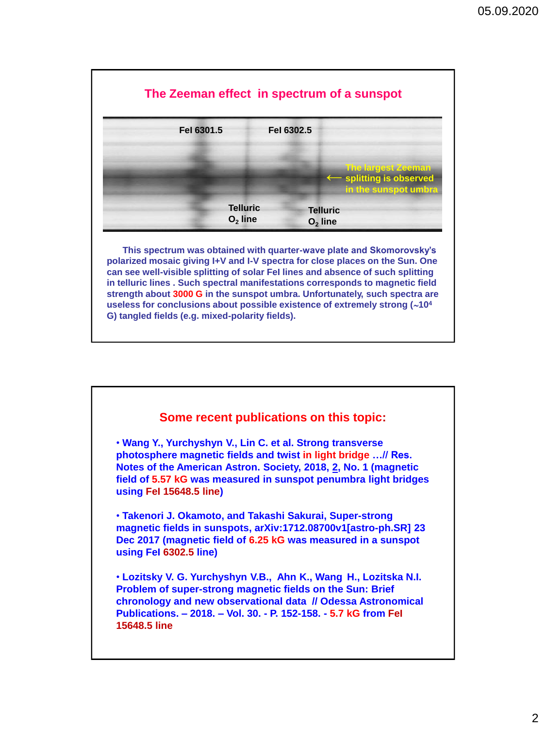## The Zeeman effect in spectrum of a sunspot

FeI 6301.5 FeI 6302.5

The largest Zeeman splitting is observed in the sunspot umbra

Telluric $O_2$ line Telluric $O_2$ line

This spectrum was obtained with quarter-wave plate and Skomorovsky's polarized mosaic giving I+V and I-V spectra for close places on the Sun. One can see well-visible splitting of solar FeI lines and absence of such splitting in telluric lines . Such spectral manifestations corresponds to magnetic field strength about 3000 G in the sunspot umbra. Unfortunately, such spectra are useless for conclusions about possible existence of extremely strong (~$10^4$ G) tangled fields (e.g. mixed-polarity fields).

## Some recent publications on this topic:

- Wang Y., Yurchyshyn V., Lin C. et al. Strong transverse photosphere magnetic fields and twist in light bridge …// Res. Notes of the American Astron. Society, 2018, 2, No. 1 (magnetic field of 5.57 kG was measured in sunspot penumbra light bridges using FeI 15648.5 line)

- Takenori J. Okamoto, and Takashi Sakurai, Super-strong magnetic fields in sunspots, arXiv:1712.08700v1[astro-ph.SR] 23 Dec 2017 (magnetic field of 6.25 kG was measured in a sunspot using FeI 6302.5 line)

- Lozitsky V. G. Yurchyshyn V.B., Ahn K., Wang H., Lozitska N.I. Problem of super-strong magnetic fields on the Sun: Brief chronology and new observational data // Odessa Astronomical Publications. – 2018. – Vol. 30. - P. 152-158. - 5.7 kG from FeI 15648.5 line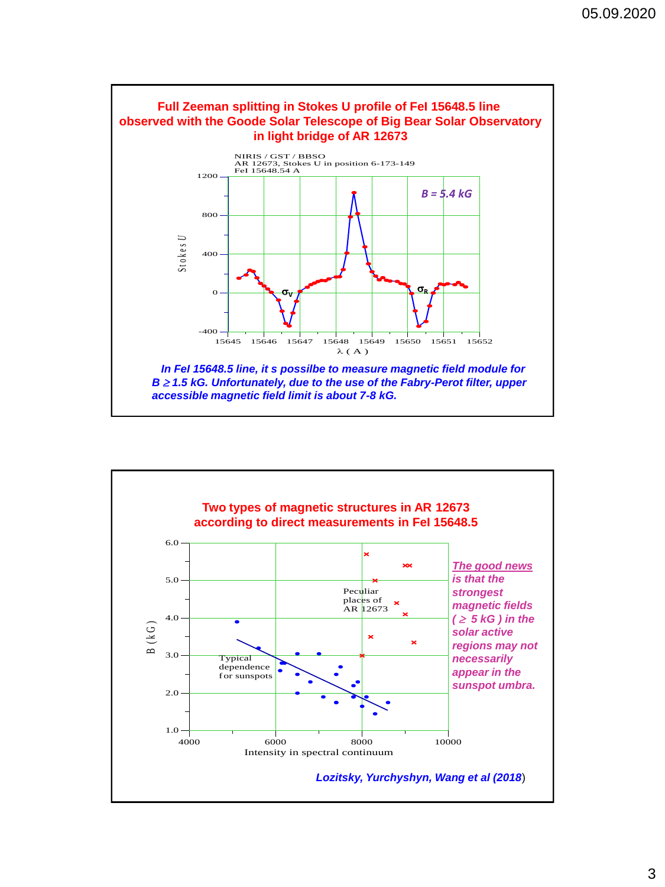## Full Zeeman splitting in Stokes U profile of FeI 15648.5 line observed with the Goode Solar Telescope of Big Bear Solar Observatory in light bridge of AR 12673

NIRIS / GST / BBSO
AR 12673, Stokes U in position 6-173-149
FeI 15648.54 A

*B = 5.4 kG*

*In FeI 15648.5 line, it s possilbe to measure magnetic field module for $B \geq 1.5$ kG. Unfortunately, due to the use of the Fabry-Perot filter, upper accessible magnetic field limit is about 7-8 kG.*

## Two types of magnetic structures in AR 12673 according to direct measurements in FeI 15648.5

Peculiar places of AR 12673

Typical dependence for sunspots

*The good news is that the strongest magnetic fields ( $\geq$ 5 kG ) in the solar active regions may not necessarily appear in the sunspot umbra.*

*Lozitsky, Yurchyshyn, Wang et al (2018)*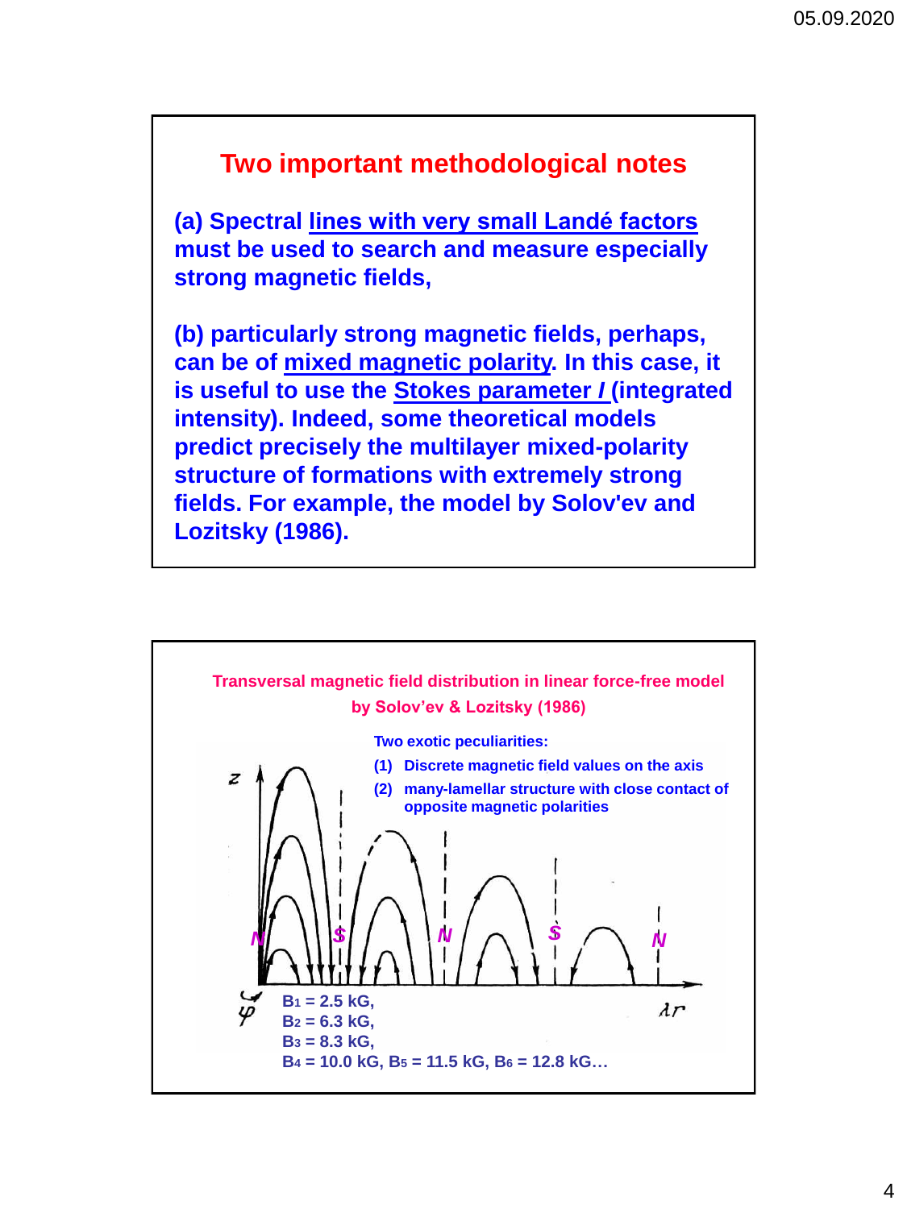## Two important methodological notes

**(a) Spectral lines with very small Landé factors must be used to search and measure especially strong magnetic fields,**

**(b) particularly strong magnetic fields, perhaps, can be of mixed magnetic polarity. In this case, it is useful to use the Stokes parameter *I* (integrated intensity). Indeed, some theoretical models predict precisely the multilayer mixed-polarity structure of formations with extremely strong fields. For example, the model by Solov'ev and Lozitsky (1986).**

---

**Transversal magnetic field distribution in linear force-free model by Solov'ev & Lozitsky (1986)**

**Two exotic peculiarities:**

1. **Discrete magnetic field values on the axis**
2. **many-lamellar structure with close contact of opposite magnetic polarities**

$z$

N S N S N

$\varphi$ $\lambda r$

$B_1$ = 2.5 kG,
$B_2$ = 6.3 kG,
$B_3$ = 8.3 kG,
$B_4$ = 10.0 kG, $B_5$ = 11.5 kG, $B_6$ = 12.8 kG…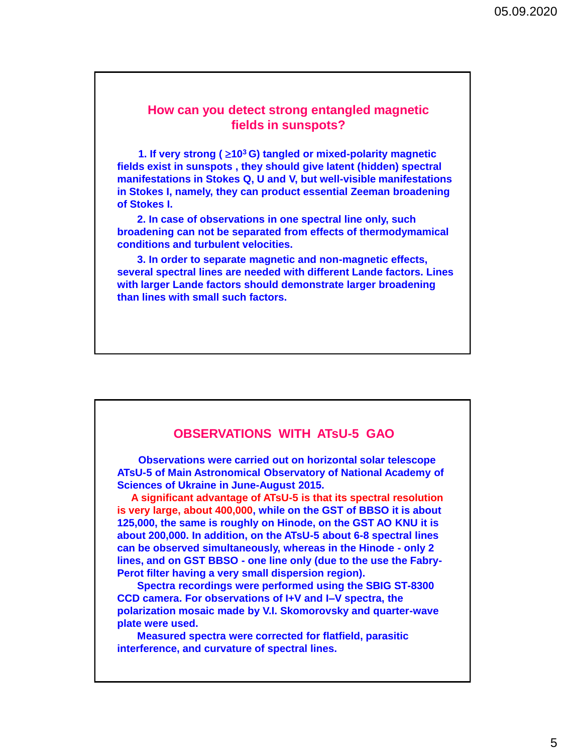## How can you detect strong entangled magnetic fields in sunspots?

**1. If very strong ( $\geq 10^3$ G) tangled or mixed-polarity magnetic fields exist in sunspots , they should give latent (hidden) spectral manifestations in Stokes Q, U and V, but well-visible manifestations in Stokes I, namely, they can product essential Zeeman broadening of Stokes I.**

**2. In case of observations in one spectral line only, such broadening can not be separated from effects of thermodymamical conditions and turbulent velocities.**

**3. In order to separate magnetic and non-magnetic effects, several spectral lines are needed with different Lande factors. Lines with larger Lande factors should demonstrate larger broadening than lines with small such factors.**

## OBSERVATIONS WITH ATsU-5 GAO

**Observations were carried out on horizontal solar telescope ATsU-5 of Main Astronomical Observatory of National Academy of Sciences of Ukraine in June-August 2015.**

**A significant advantage of ATsU-5 is that its spectral resolution is very large, about 400,000, while on the GST of BBSO it is about 125,000, the same is roughly on Hinode, on the GST AO KNU it is about 200,000. In addition, on the ATsU-5 about 6-8 spectral lines can be observed simultaneously, whereas in the Hinode - only 2 lines, and on GST BBSO - one line only (due to the use the Fabry-Perot filter having a very small dispersion region).**

**Spectra recordings were performed using the SBIG ST-8300 CCD camera. For observations of I+V and I–V spectra, the polarization mosaic made by V.I. Skomorovsky and quarter-wave plate were used.**

**Measured spectra were corrected for flatfield, parasitic interference, and curvature of spectral lines.**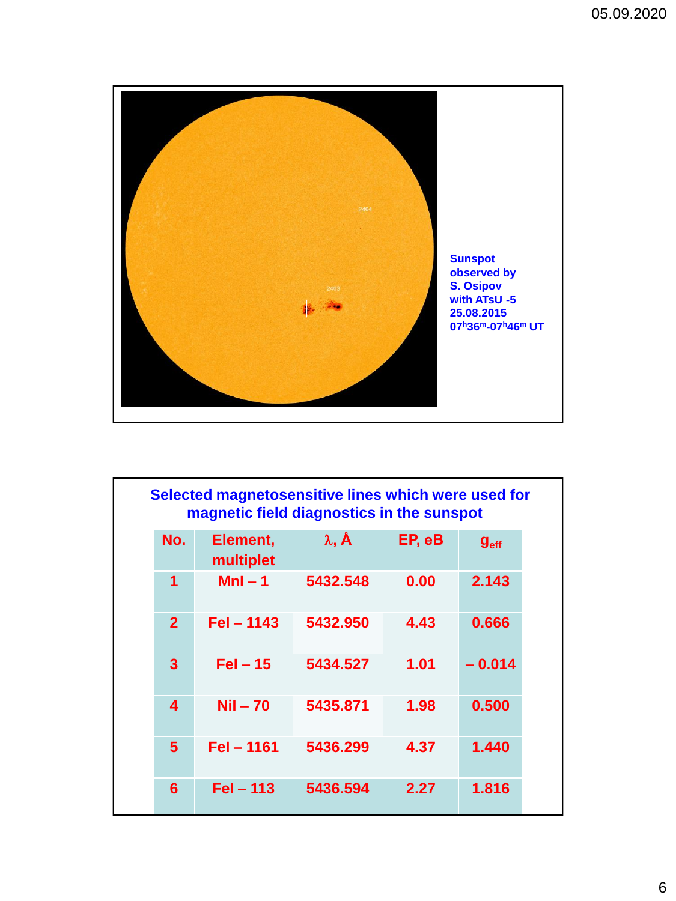Sunspot observed by S. Osipov with ATsU -5 25.08.2015 $07^h36^m$-$07^h46^m$ UT

**Selected magnetosensitive lines which were used for magnetic field diagnostics in the sunspot**

| No. | Element, multiplet | λ, Å | EP, eB | $g_{eff}$ |
|---|---|---|---|---|
| 1 | MnI – 1 | 5432.548 | 0.00 | 2.143 |
| 2 | FeI – 1143 | 5432.950 | 4.43 | 0.666 |
| 3 | FeI – 15 | 5434.527 | 1.01 | – 0.014 |
| 4 | NiI – 70 | 5435.871 | 1.98 | 0.500 |
| 5 | FeI – 1161 | 5436.299 | 4.37 | 1.440 |
| 6 | FeI – 113 | 5436.594 | 2.27 | 1.816 |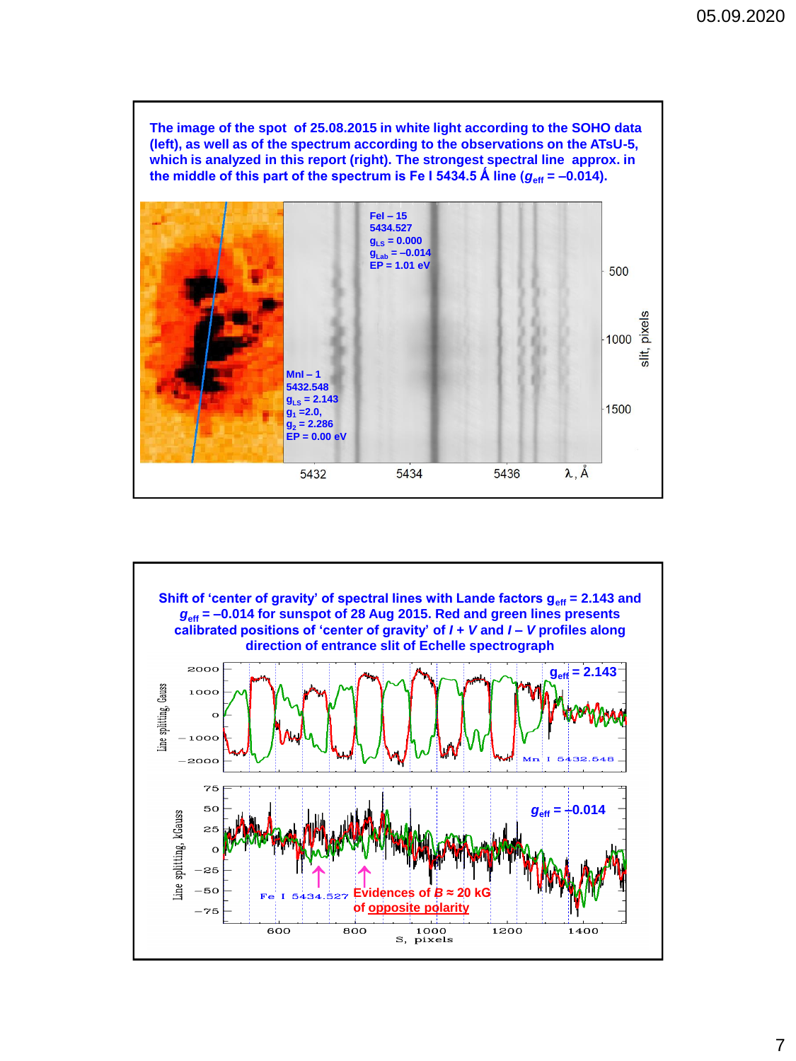The image of the spot of 25.08.2015 in white light according to the SOHO data (left), as well as of the spectrum according to the observations on the ATsU-5, which is analyzed in this report (right). The strongest spectral line approx. in the middle of this part of the spectrum is Fe I 5434.5 Å line ($g_{eff}$ = –0.014).

FeI – 15
5434.527
$g_{LS}$ = 0.000
$g_{Lab}$ = –0.014
EP = 1.01 eV

MnI – 1
5432.548
$g_{LS}$ = 2.143
$g_1$ = 2.0,
$g_2$ = 2.286
EP = 0.00 eV

500
1000
1500
slit, pixels

5432 5434 5436 λ, Å

Shift of 'center of gravity' of spectral lines with Lande factors $g_{eff}$ = 2.143 and $g_{eff}$ = –0.014 for sunspot of 28 Aug 2015. Red and green lines presents calibrated positions of 'center of gravity' of *I* + *V* and *I* – *V* profiles along direction of entrance slit of Echelle spectrograph

$g_{eff}$ = 2.143

Line splitting, Gauss

Mn I 5432.548

$g_{eff}$ = –0.014

Line splitting, kGauss

Fe I 5434.527

Evidences of $B \approx 20$ kG of opposite polarity

S, pixels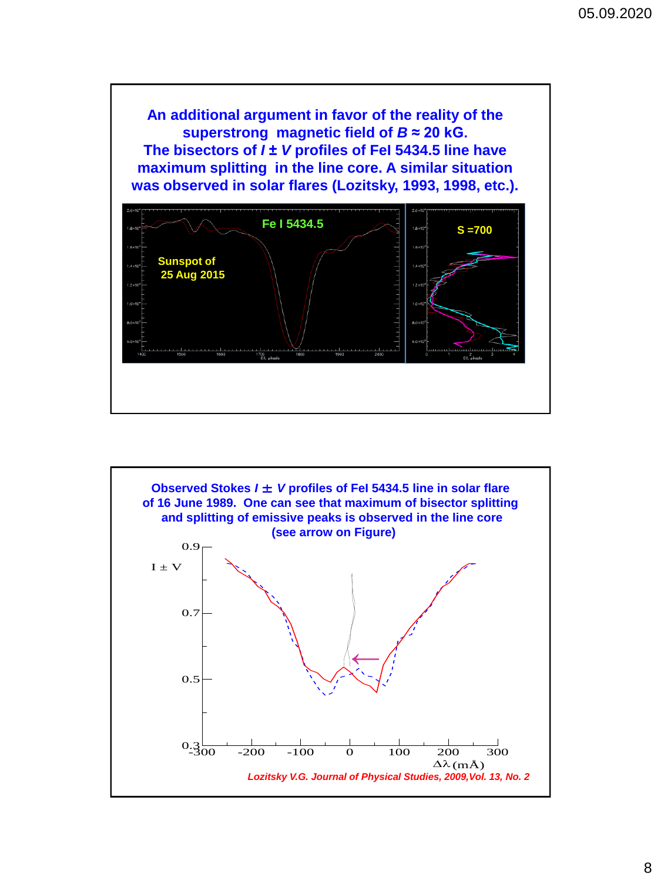**An additional argument in favor of the reality of the superstrong magnetic field of $B \approx 20$ kG.**
**The bisectors of $I \pm V$ profiles of FeI 5434.5 line have maximum splitting in the line core. A similar situation was observed in solar flares (Lozitsky, 1993, 1998, etc.).**

Fe I 5434.5

Sunspot of 25 Aug 2015

S =700

**Observed Stokes $I \pm V$ profiles of FeI 5434.5 line in solar flare of 16 June 1989. One can see that maximum of bisector splitting and splitting of emissive peaks is observed in the line core (see arrow on Figure)**

*Lozitsky V.G. Journal of Physical Studies, 2009, Vol. 13, No. 2*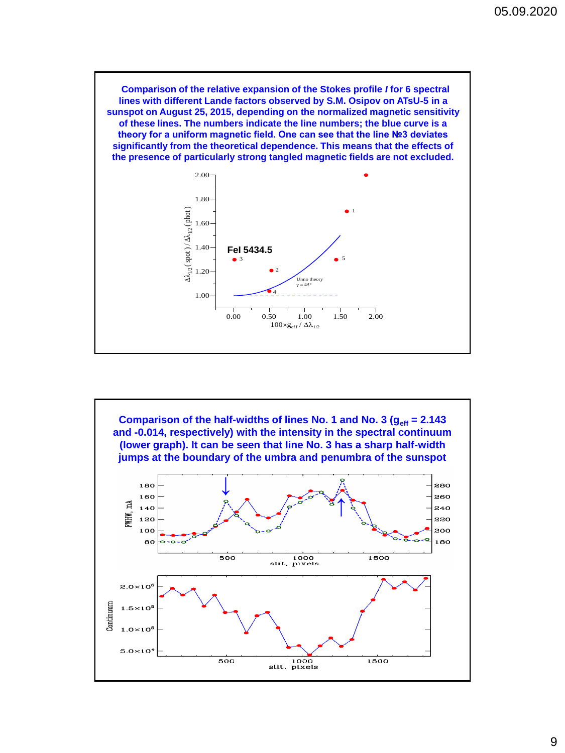**Comparison of the relative expansion of the Stokes profile *I* for 6 spectral lines with different Lande factors observed by S.M. Osipov on ATsU-5 in a sunspot on August 25, 2015, depending on the normalized magnetic sensitivity of these lines. The numbers indicate the line numbers; the blue curve is a theory for a uniform magnetic field. One can see that the line №3 deviates significantly from the theoretical dependence. This means that the effects of the presence of particularly strong tangled magnetic fields are not excluded.**

FeI 5434.5

Unno theory $\gamma = 45°$

$\Delta\lambda_{1/2}$ ( spot ) / $\Delta\lambda_{1/2}$ ( phot )

$100 \times g_{eff} / \Delta\lambda_{1/2}$

**Comparison of the half-widths of lines No. 1 and No. 3 ($g_{eff}$ = 2.143 and -0.014, respectively) with the intensity in the spectral continuum (lower graph). It can be seen that line No. 3 has a sharp half-width jumps at the boundary of the umbra and penumbra of the sunspot**

FWHM, mA

slit, pixels

Continuum

slit, pixels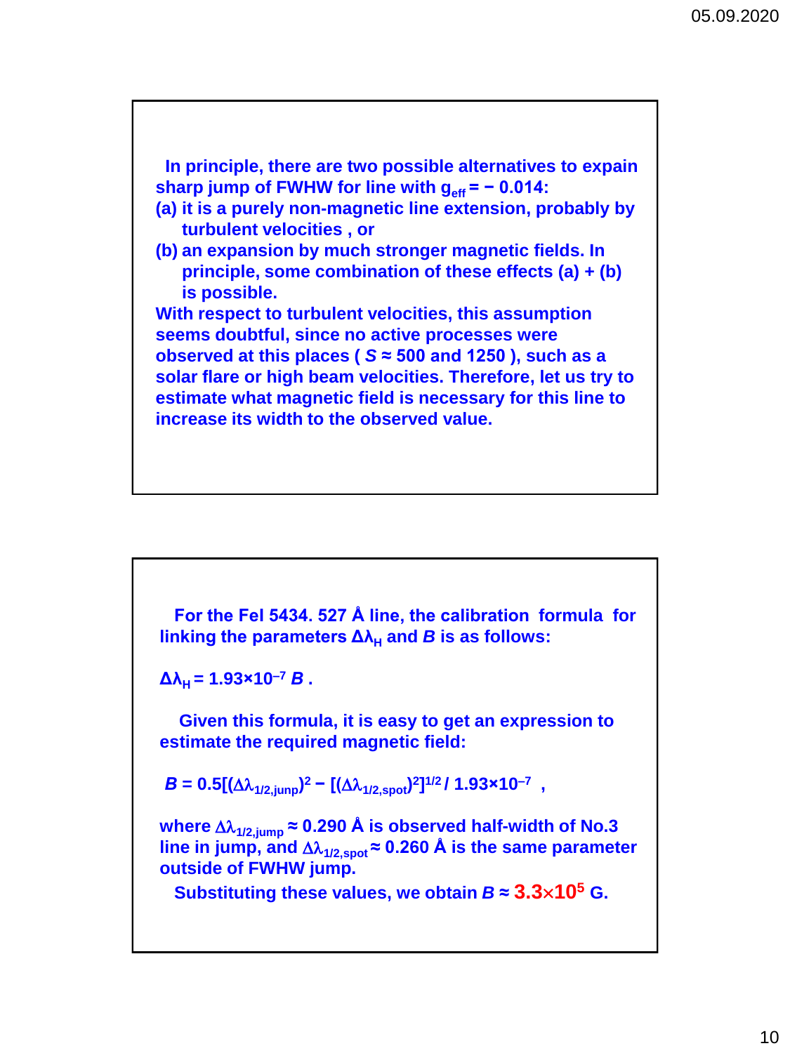In principle, there are two possible alternatives to expain sharp jump of FWHW for line with $g_{eff} = -0.014$:

(a) it is a purely non-magnetic line extension, probably by turbulent velocities , or

(b) an expansion by much stronger magnetic fields. In principle, some combination of these effects (a) + (b) is possible.

With respect to turbulent velocities, this assumption seems doubtful, since no active processes were observed at this places ( $S \approx 500$ and 1250 ), such as a solar flare or high beam velocities. Therefore, let us try to estimate what magnetic field is necessary for this line to increase its width to the observed value.

For the FeI 5434. 527 Å line, the calibration formula for linking the parameters $\Delta\lambda_H$ and $B$ is as follows:

$$\Delta\lambda_H = 1.93\times10^{-7} B .$$

Given this formula, it is easy to get an expression to estimate the required magnetic field:

$$B = 0.5[(\Delta\lambda_{1/2,junp})^2 - [(\Delta\lambda_{1/2,spot})^2]^{1/2} / 1.93\times10^{-7} ,$$

where $\Delta\lambda_{1/2,jump} \approx 0.290$ Å is observed half-width of No.3 line in jump, and $\Delta\lambda_{1/2,spot} \approx 0.260$ Å is the same parameter outside of FWHW jump.

Substituting these values, we obtain $B \approx$ **$3.3\times10^5$** G.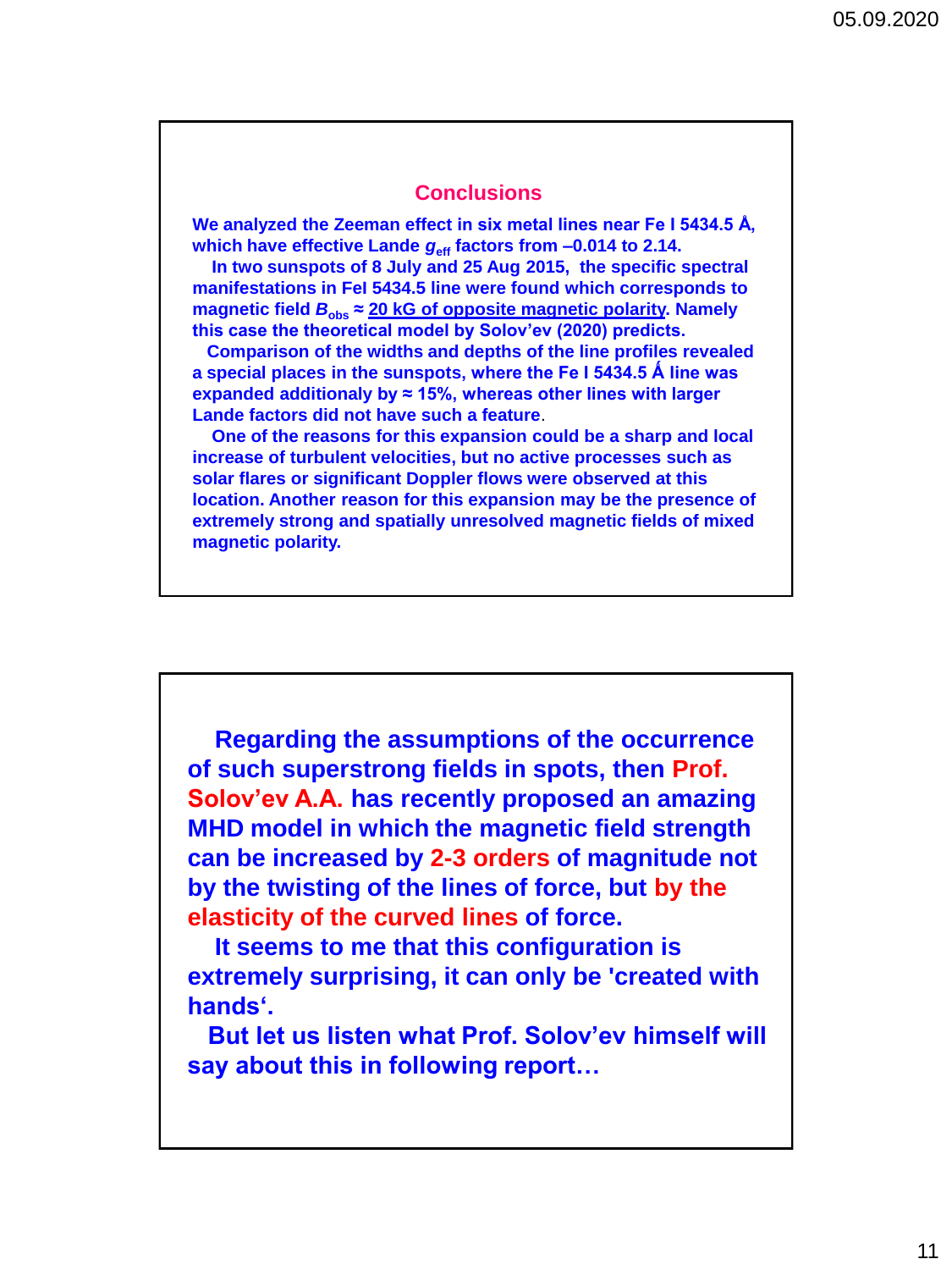## Conclusions

**We analyzed the Zeeman effect in six metal lines near Fe I 5434.5 Å, which have effective Lande $g_{eff}$ factors from –0.014 to 2.14.**

**In two sunspots of 8 July and 25 Aug 2015, the specific spectral manifestations in FeI 5434.5 line were found which corresponds to magnetic field $B_{obs}$ ≈ 20 kG of opposite magnetic polarity. Namely this case the theoretical model by Solov'ev (2020) predicts.**

**Comparison of the widths and depths of the line profiles revealed a special places in the sunspots, where the Fe I 5434.5 Å line was expanded additionaly by ≈ 15%, whereas other lines with larger Lande factors did not have such a feature.**

**One of the reasons for this expansion could be a sharp and local increase of turbulent velocities, but no active processes such as solar flares or significant Doppler flows were observed at this location. Another reason for this expansion may be the presence of extremely strong and spatially unresolved magnetic fields of mixed magnetic polarity.**

**Regarding the assumptions of the occurrence of such superstrong fields in spots, then Prof. Solov'ev A.A. has recently proposed an amazing MHD model in which the magnetic field strength can be increased by 2-3 orders of magnitude not by the twisting of the lines of force, but by the elasticity of the curved lines of force.**

**It seems to me that this configuration is extremely surprising, it can only be 'created with hands'.**

**But let us listen what Prof. Solov'ev himself will say about this in following report…**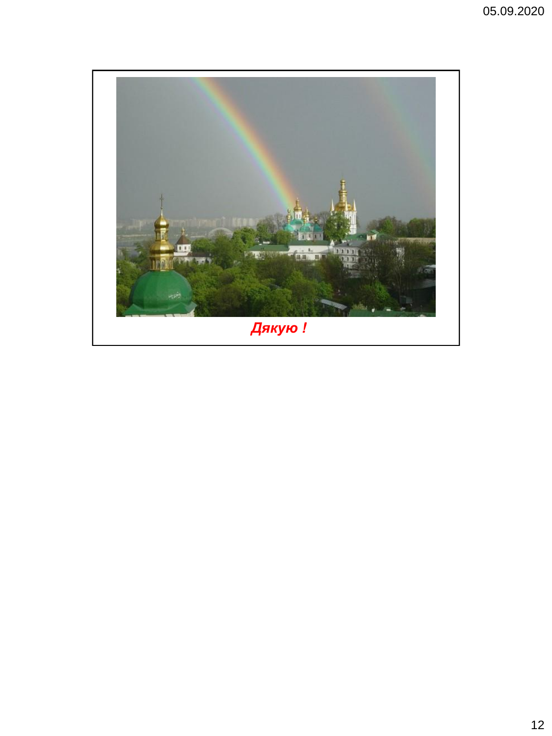***Дякую !***